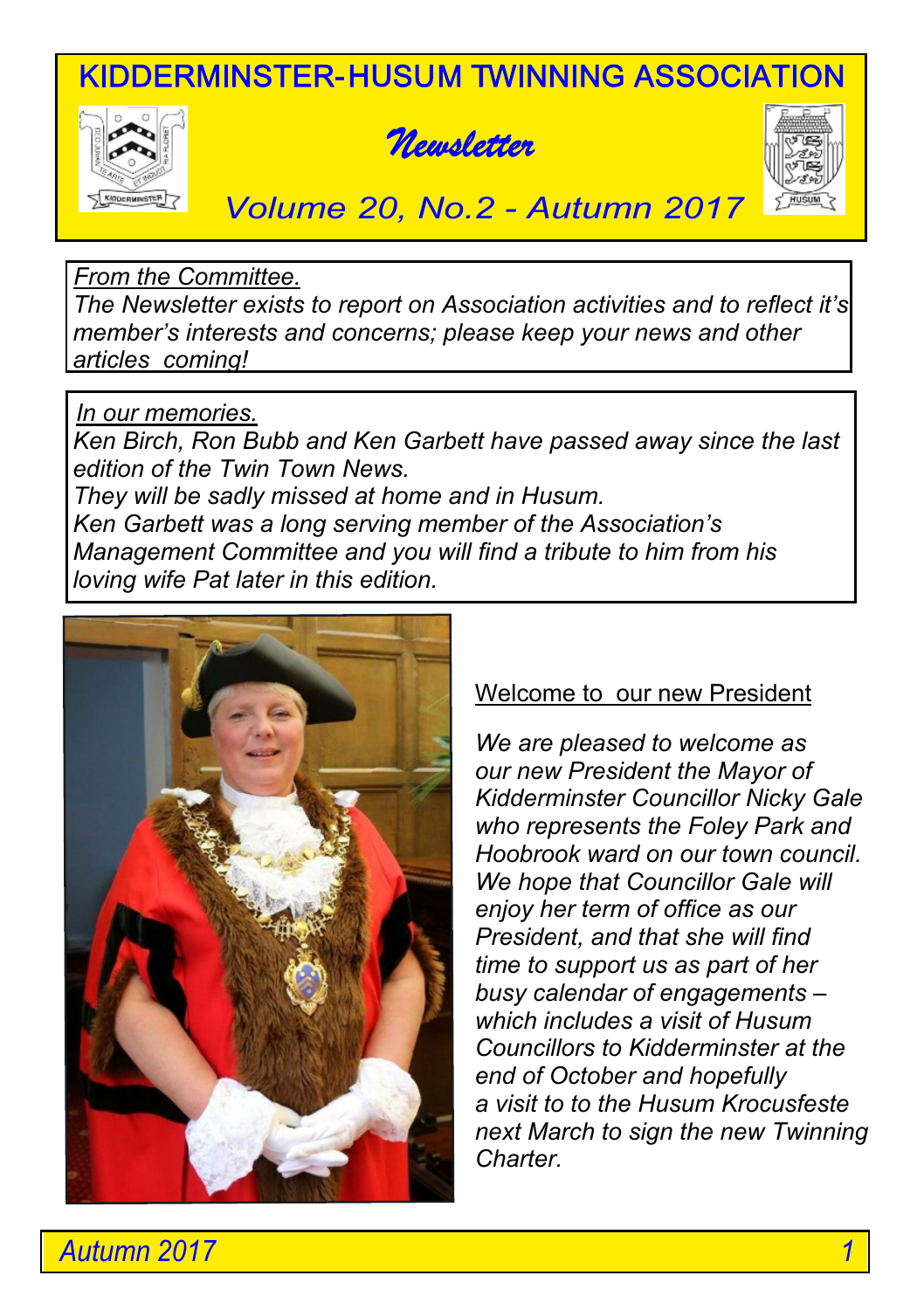# KIDDERMINSTER-HUSUM TWINNING ASSOCIATION

## *Newsletter*

*Volume 20, No.2 - Autumn 2017*

*From the Committee.*
*The Newsletter exists to report on Association activities and to reflect it's member's interests and concerns; please keep your news and other articles coming!*

*In our memories.*
*Ken Birch, Ron Bubb and Ken Garbett have passed away since the last edition of the Twin Town News.*
*They will be sadly missed at home and in Husum.*
*Ken Garbett was a long serving member of the Association's Management Committee and you will find a tribute to him from his loving wife Pat later in this edition.*

### Welcome to our new President

*We are pleased to welcome as our new President the Mayor of Kidderminster Councillor Nicky Gale who represents the Foley Park and Hoobrook ward on our town council. We hope that Councillor Gale will enjoy her term of office as our President, and that she will find time to support us as part of her busy calendar of engagements – which includes a visit of Husum Councillors to Kidderminster at the end of October and hopefully a visit to to the Husum Krocusfeste next March to sign the new Twinning Charter.*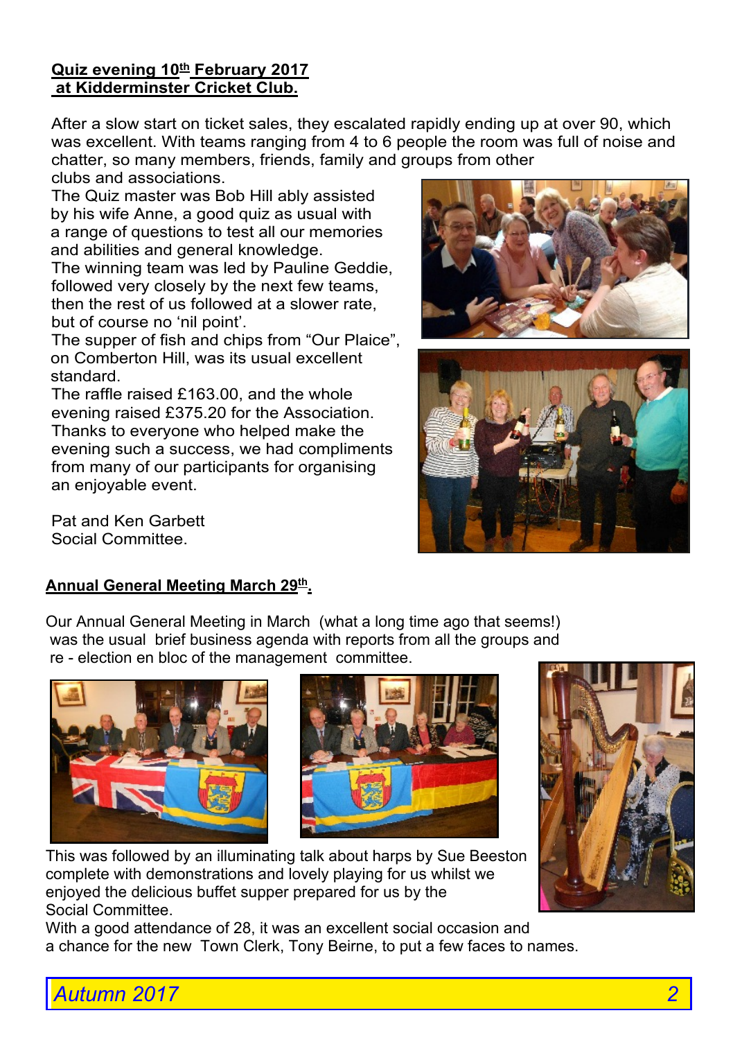## Quiz evening 10th February 2017 at Kidderminster Cricket Club.

After a slow start on ticket sales, they escalated rapidly ending up at over 90, which was excellent. With teams ranging from 4 to 6 people the room was full of noise and chatter, so many members, friends, family and groups from other clubs and associations.

The Quiz master was Bob Hill ably assisted by his wife Anne, a good quiz as usual with a range of questions to test all our memories and abilities and general knowledge.

The winning team was led by Pauline Geddie, followed very closely by the next few teams, then the rest of us followed at a slower rate, but of course no 'nil point'.

The supper of fish and chips from "Our Plaice", on Comberton Hill, was its usual excellent standard.

The raffle raised £163.00, and the whole evening raised £375.20 for the Association.

Thanks to everyone who helped make the evening such a success, we had compliments from many of our participants for organising an enjoyable event.

Pat and Ken Garbett
Social Committee.

## Annual General Meeting March 29th.

Our Annual General Meeting in March (what a long time ago that seems!) was the usual brief business agenda with reports from all the groups and re - election en bloc of the management committee.

This was followed by an illuminating talk about harps by Sue Beeston complete with demonstrations and lovely playing for us whilst we enjoyed the delicious buffet supper prepared for us by the Social Committee.

With a good attendance of 28, it was an excellent social occasion and a chance for the new Town Clerk, Tony Beirne, to put a few faces to names.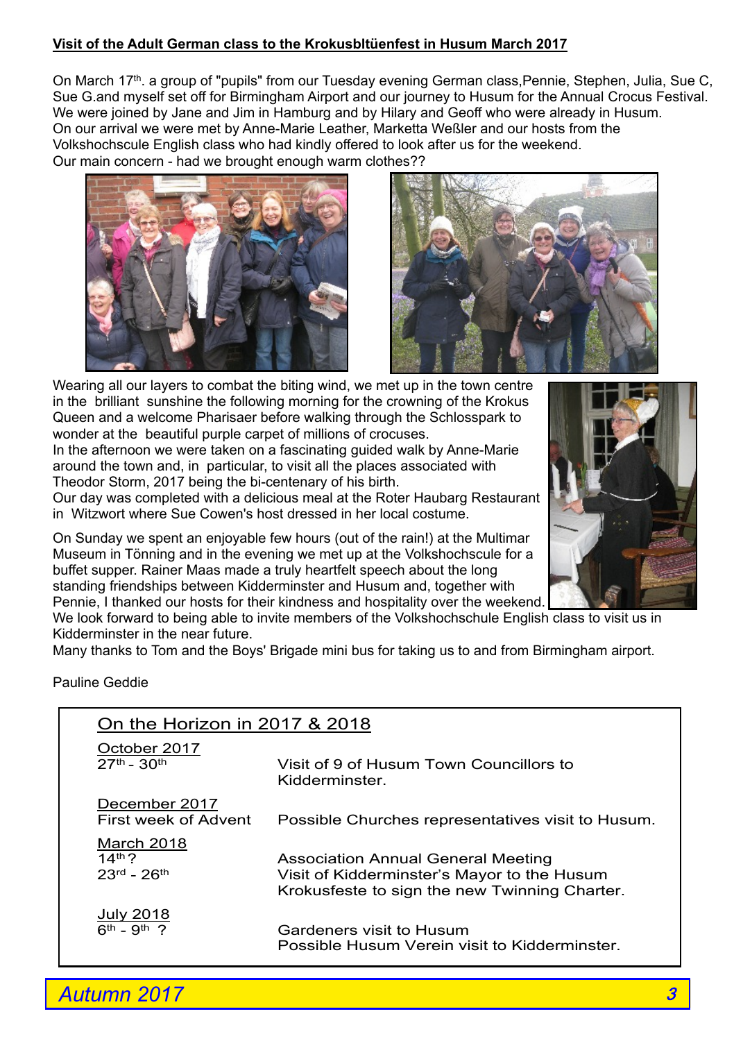## Visit of the Adult German class to the Krokusbltüenfest in Husum March 2017

On March 17th. a group of "pupils" from our Tuesday evening German class,Pennie, Stephen, Julia, Sue C, Sue G.and myself set off for Birmingham Airport and our journey to Husum for the Annual Crocus Festival. We were joined by Jane and Jim in Hamburg and by Hilary and Geoff who were already in Husum. On our arrival we were met by Anne-Marie Leather, Marketta Weßler and our hosts from the Volkshochscule English class who had kindly offered to look after us for the weekend. Our main concern - had we brought enough warm clothes??

Wearing all our layers to combat the biting wind, we met up in the town centre in the brilliant sunshine the following morning for the crowning of the Krokus Queen and a welcome Pharisaer before walking through the Schlosspark to wonder at the beautiful purple carpet of millions of crocuses.
In the afternoon we were taken on a fascinating guided walk by Anne-Marie around the town and, in particular, to visit all the places associated with Theodor Storm, 2017 being the bi-centenary of his birth.
Our day was completed with a delicious meal at the Roter Haubarg Restaurant in Witzwort where Sue Cowen's host dressed in her local costume.

On Sunday we spent an enjoyable few hours (out of the rain!) at the Multimar Museum in Tönning and in the evening we met up at the Volkshochscule for a buffet supper. Rainer Maas made a truly heartfelt speech about the long standing friendships between Kidderminster and Husum and, together with Pennie, I thanked our hosts for their kindness and hospitality over the weekend. We look forward to being able to invite members of the Volkshochschule English class to visit us in Kidderminster in the near future.
Many thanks to Tom and the Boys' Brigade mini bus for taking us to and from Birmingham airport.

Pauline Geddie

## On the Horizon in 2017 & 2018

**October 2017**
27th - 30th — Visit of 9 of Husum Town Councillors to Kidderminster.

**December 2017**
First week of Advent — Possible Churches representatives visit to Husum.

**March 2018**
14th? — Association Annual General Meeting
23rd - 26th — Visit of Kidderminster's Mayor to the Husum Krokusfeste to sign the new Twinning Charter.

**July 2018**
6th - 9th ? — Gardeners visit to Husum
Possible Husum Verein visit to Kidderminster.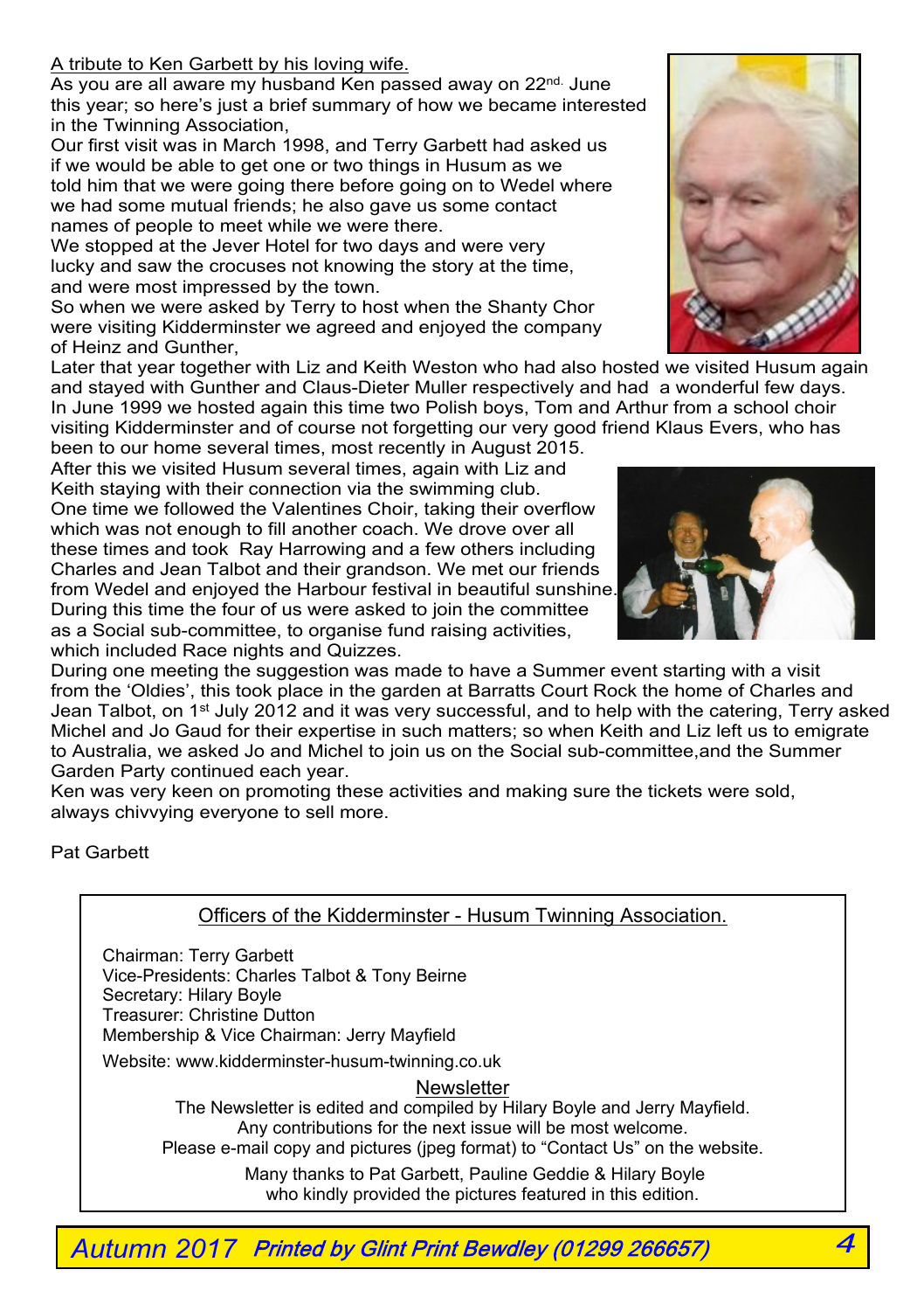A tribute to Ken Garbett by his loving wife.

As you are all aware my husband Ken passed away on 22nd. June this year; so here's just a brief summary of how we became interested in the Twinning Association,

Our first visit was in March 1998, and Terry Garbett had asked us if we would be able to get one or two things in Husum as we told him that we were going there before going on to Wedel where we had some mutual friends; he also gave us some contact names of people to meet while we were there.

We stopped at the Jever Hotel for two days and were very lucky and saw the crocuses not knowing the story at the time, and were most impressed by the town.

So when we were asked by Terry to host when the Shanty Chor were visiting Kidderminster we agreed and enjoyed the company of Heinz and Gunther,

Later that year together with Liz and Keith Weston who had also hosted we visited Husum again and stayed with Gunther and Claus-Dieter Muller respectively and had a wonderful few days.

In June 1999 we hosted again this time two Polish boys, Tom and Arthur from a school choir visiting Kidderminster and of course not forgetting our very good friend Klaus Evers, who has been to our home several times, most recently in August 2015.

After this we visited Husum several times, again with Liz and Keith staying with their connection via the swimming club.

One time we followed the Valentines Choir, taking their overflow which was not enough to fill another coach. We drove over all these times and took Ray Harrowing and a few others including Charles and Jean Talbot and their grandson. We met our friends from Wedel and enjoyed the Harbour festival in beautiful sunshine.

During this time the four of us were asked to join the committee as a Social sub-committee, to organise fund raising activities, which included Race nights and Quizzes.

During one meeting the suggestion was made to have a Summer event starting with a visit from the 'Oldies', this took place in the garden at Barratts Court Rock the home of Charles and Jean Talbot, on 1st July 2012 and it was very successful, and to help with the catering, Terry asked Michel and Jo Gaud for their expertise in such matters; so when Keith and Liz left us to emigrate to Australia, we asked Jo and Michel to join us on the Social sub-committee,and the Summer Garden Party continued each year.

Ken was very keen on promoting these activities and making sure the tickets were sold, always chivvying everyone to sell more.

Pat Garbett

Officers of the Kidderminster - Husum Twinning Association.

Chairman: Terry Garbett
Vice-Presidents: Charles Talbot & Tony Beirne
Secretary: Hilary Boyle
Treasurer: Christine Dutton
Membership & Vice Chairman: Jerry Mayfield

Website: www.kidderminster-husum-twinning.co.uk

Newsletter

The Newsletter is edited and compiled by Hilary Boyle and Jerry Mayfield.
Any contributions for the next issue will be most welcome.
Please e-mail copy and pictures (jpeg format) to "Contact Us" on the website.

Many thanks to Pat Garbett, Pauline Geddie & Hilary Boyle who kindly provided the pictures featured in this edition.

Autumn 2017 *Printed by Glint Print Bewdley (01299 266657)*